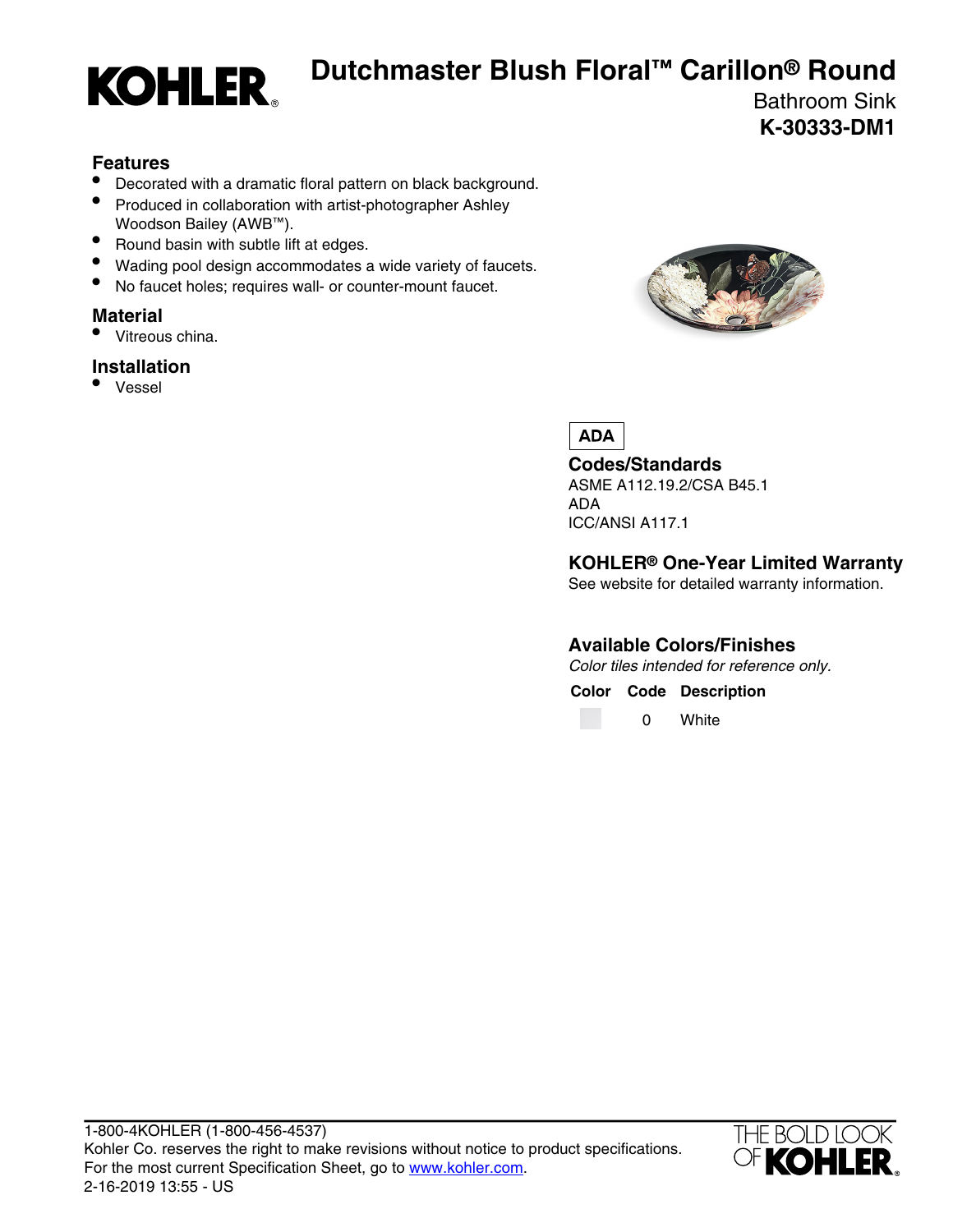# Dutchmaster Blush Floral™ Carillon® Round

Bathroom Sink

**K-30333-DM1**

## Features

- Decorated with a dramatic floral pattern on black background.
- Produced in collaboration with artist-photographer Ashley Woodson Bailey (AWB™).
- Round basin with subtle lift at edges.
- Wading pool design accommodates a wide variety of faucets.
- No faucet holes; requires wall- or counter-mount faucet.

## Material

- Vitreous china.

## Installation

- Vessel

**ADA**

## Codes/Standards

ASME A112.19.2/CSA B45.1
ADA
ICC/ANSI A117.1

## KOHLER® One-Year Limited Warranty

See website for detailed warranty information.

## Available Colors/Finishes

*Color tiles intended for reference only.*

| Color | Code | Description |
| --- | --- | --- |
| | 0 | White |

1-800-4KOHLER (1-800-456-4537)
Kohler Co. reserves the right to make revisions without notice to product specifications.
For the most current Specification Sheet, go to www.kohler.com.
2-16-2019 13:55 - US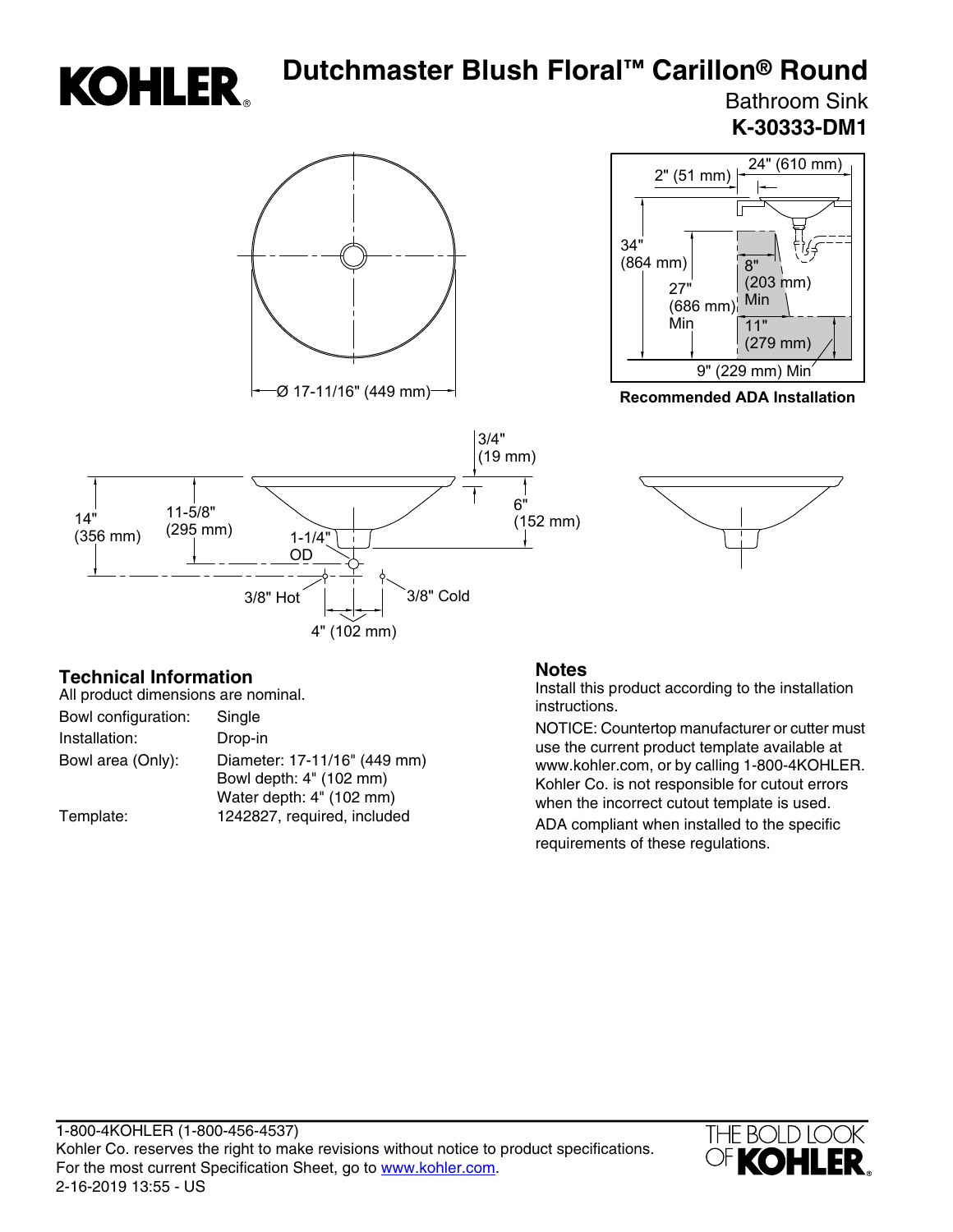# Dutchmaster Blush Floral™ Carillon® Round

Bathroom Sink

**K-30333-DM1**

Ø 17-11/16" (449 mm)

2" (51 mm)
24" (610 mm)
34" (864 mm)
27" (686 mm) Min
8" (203 mm) Min
11" (279 mm)
9" (229 mm) Min

**Recommended ADA Installation**

3/4" (19 mm)
14" (356 mm)
11-5/8" (295 mm)
6" (152 mm)
1-1/4" OD
3/8" Hot
3/8" Cold
4" (102 mm)

## Technical Information

All product dimensions are nominal.

| | |
|---|---|
| Bowl configuration: | Single |
| Installation: | Drop-in |
| Bowl area (Only): | Diameter: 17-11/16" (449 mm)<br>Bowl depth: 4" (102 mm)<br>Water depth: 4" (102 mm) |
| Template: | 1242827, required, included |

## Notes

Install this product according to the installation instructions.

NOTICE: Countertop manufacturer or cutter must use the current product template available at www.kohler.com, or by calling 1-800-4KOHLER. Kohler Co. is not responsible for cutout errors when the incorrect cutout template is used.

ADA compliant when installed to the specific requirements of these regulations.

1-800-4KOHLER (1-800-456-4537)
Kohler Co. reserves the right to make revisions without notice to product specifications.
For the most current Specification Sheet, go to www.kohler.com.
2-16-2019 13:55 - US